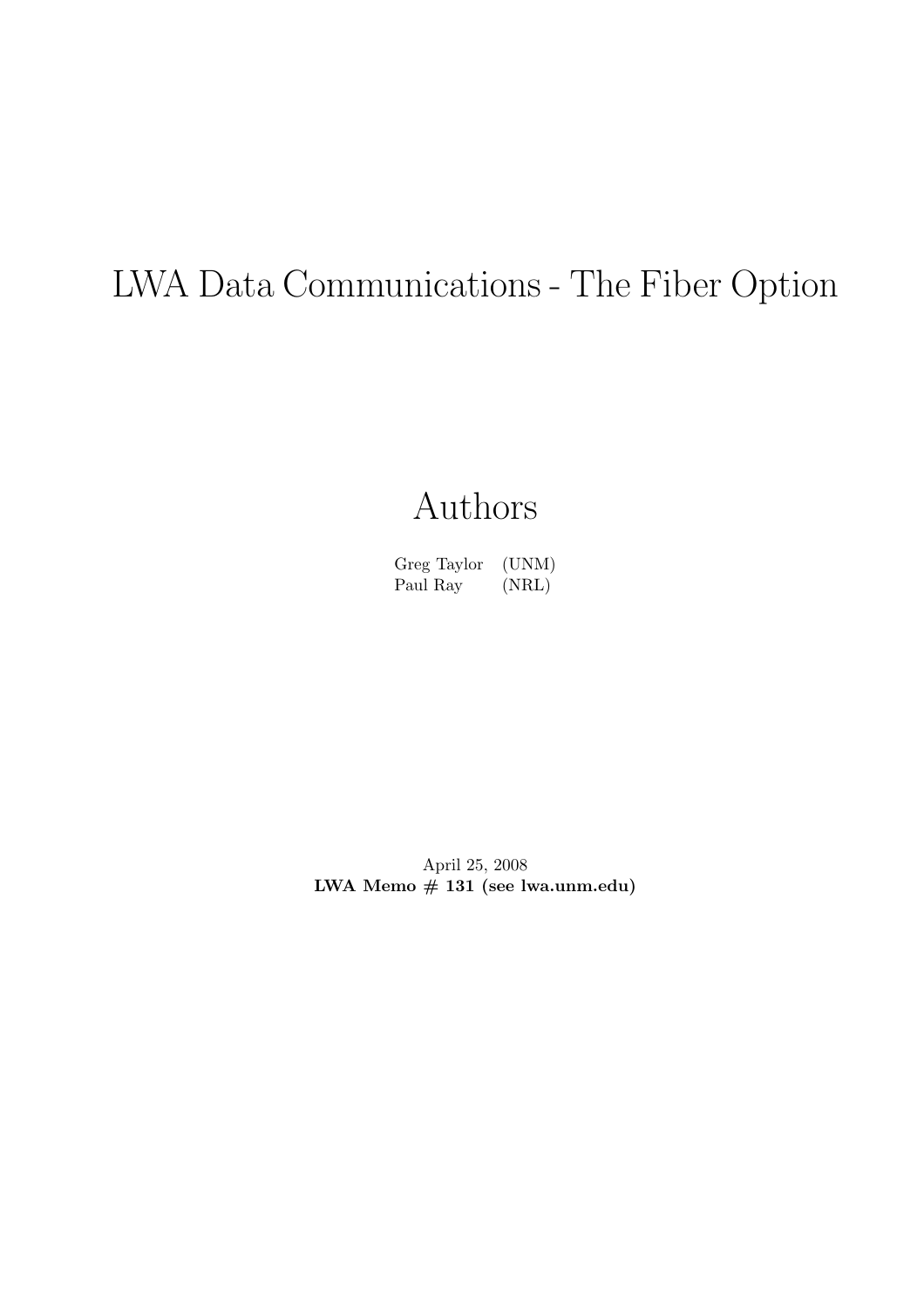# LWA Data Communications - The Fiber Option

## Authors

| | |
|---|---|
| Greg Taylor | (UNM) |
| Paul Ray | (NRL) |

April 25, 2008

**LWA Memo # 131 (see lwa.unm.edu)**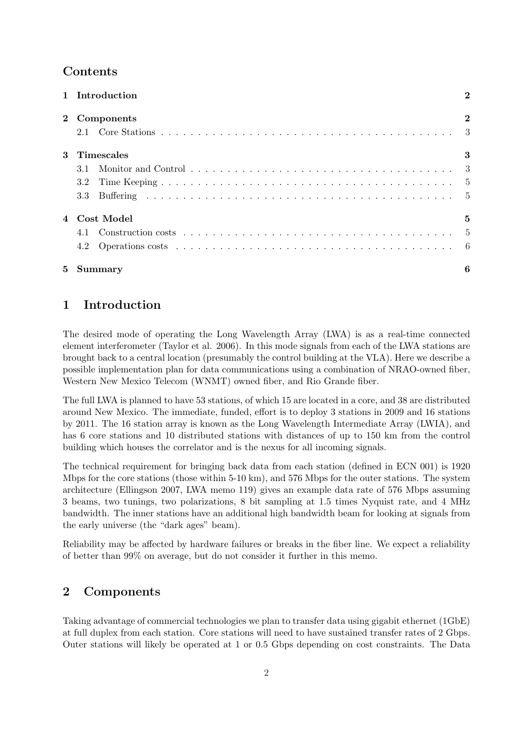## Contents

| | |
|---|---|
| **1 Introduction** | **2** |
| **2 Components** | **2** |
| 2.1 Core Stations | 3 |
| **3 Timescales** | **3** |
| 3.1 Monitor and Control | 3 |
| 3.2 Time Keeping | 5 |
| 3.3 Buffering | 5 |
| **4 Cost Model** | **5** |
| 4.1 Construction costs | 5 |
| 4.2 Operations costs | 6 |
| **5 Summary** | **6** |

# 1 Introduction

The desired mode of operating the Long Wavelength Array (LWA) is as a real-time connected element interferometer (Taylor et al. 2006). In this mode signals from each of the LWA stations are brought back to a central location (presumably the control building at the VLA). Here we describe a possible implementation plan for data communications using a combination of NRAO-owned fiber, Western New Mexico Telecom (WNMT) owned fiber, and Rio Grande fiber.

The full LWA is planned to have 53 stations, of which 15 are located in a core, and 38 are distributed around New Mexico. The immediate, funded, effort is to deploy 3 stations in 2009 and 16 stations by 2011. The 16 station array is known as the Long Wavelength Intermediate Array (LWIA), and has 6 core stations and 10 distributed stations with distances of up to 150 km from the control building which houses the correlator and is the nexus for all incoming signals.

The technical requirement for bringing back data from each station (defined in ECN 001) is 1920 Mbps for the core stations (those within 5-10 km), and 576 Mbps for the outer stations. The system architecture (Ellingson 2007, LWA memo 119) gives an example data rate of 576 Mbps assuming 3 beams, two tunings, two polarizations, 8 bit sampling at 1.5 times Nyquist rate, and 4 MHz bandwidth. The inner stations have an additional high bandwidth beam for looking at signals from the early universe (the "dark ages" beam).

Reliability may be affected by hardware failures or breaks in the fiber line. We expect a reliability of better than 99% on average, but do not consider it further in this memo.

# 2 Components

Taking advantage of commercial technologies we plan to transfer data using gigabit ethernet (1GbE) at full duplex from each station. Core stations will need to have sustained transfer rates of 2 Gbps. Outer stations will likely be operated at 1 or 0.5 Gbps depending on cost constraints. The Data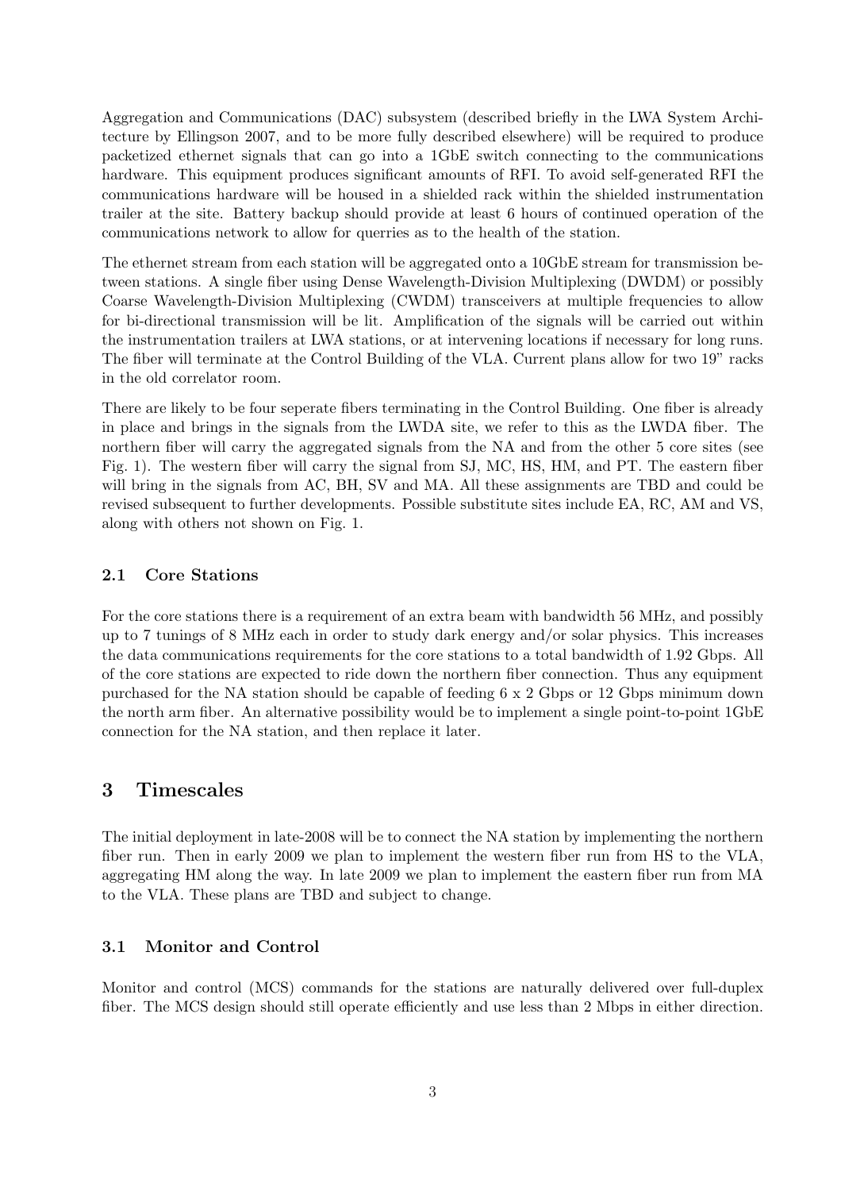Aggregation and Communications (DAC) subsystem (described briefly in the LWA System Architecture by Ellingson 2007, and to be more fully described elsewhere) will be required to produce packetized ethernet signals that can go into a 1GbE switch connecting to the communications hardware. This equipment produces significant amounts of RFI. To avoid self-generated RFI the communications hardware will be housed in a shielded rack within the shielded instrumentation trailer at the site. Battery backup should provide at least 6 hours of continued operation of the communications network to allow for querries as to the health of the station.

The ethernet stream from each station will be aggregated onto a 10GbE stream for transmission between stations. A single fiber using Dense Wavelength-Division Multiplexing (DWDM) or possibly Coarse Wavelength-Division Multiplexing (CWDM) transceivers at multiple frequencies to allow for bi-directional transmission will be lit. Amplification of the signals will be carried out within the instrumentation trailers at LWA stations, or at intervening locations if necessary for long runs. The fiber will terminate at the Control Building of the VLA. Current plans allow for two 19" racks in the old correlator room.

There are likely to be four seperate fibers terminating in the Control Building. One fiber is already in place and brings in the signals from the LWDA site, we refer to this as the LWDA fiber. The northern fiber will carry the aggregated signals from the NA and from the other 5 core sites (see Fig. 1). The western fiber will carry the signal from SJ, MC, HS, HM, and PT. The eastern fiber will bring in the signals from AC, BH, SV and MA. All these assignments are TBD and could be revised subsequent to further developments. Possible substitute sites include EA, RC, AM and VS, along with others not shown on Fig. 1.

### 2.1 Core Stations

For the core stations there is a requirement of an extra beam with bandwidth 56 MHz, and possibly up to 7 tunings of 8 MHz each in order to study dark energy and/or solar physics. This increases the data communications requirements for the core stations to a total bandwidth of 1.92 Gbps. All of the core stations are expected to ride down the northern fiber connection. Thus any equipment purchased for the NA station should be capable of feeding 6 x 2 Gbps or 12 Gbps minimum down the north arm fiber. An alternative possibility would be to implement a single point-to-point 1GbE connection for the NA station, and then replace it later.

## 3 Timescales

The initial deployment in late-2008 will be to connect the NA station by implementing the northern fiber run. Then in early 2009 we plan to implement the western fiber run from HS to the VLA, aggregating HM along the way. In late 2009 we plan to implement the eastern fiber run from MA to the VLA. These plans are TBD and subject to change.

### 3.1 Monitor and Control

Monitor and control (MCS) commands for the stations are naturally delivered over full-duplex fiber. The MCS design should still operate efficiently and use less than 2 Mbps in either direction.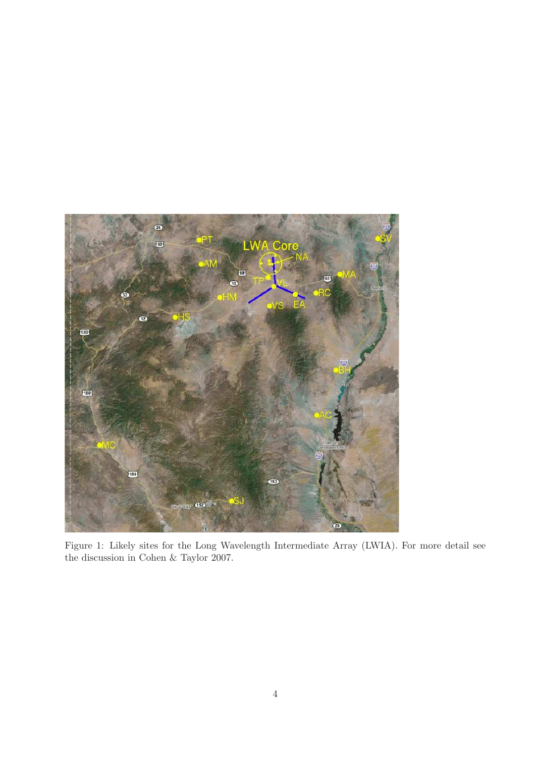Figure 1: Likely sites for the Long Wavelength Intermediate Array (LWIA). For more detail see the discussion in Cohen & Taylor 2007.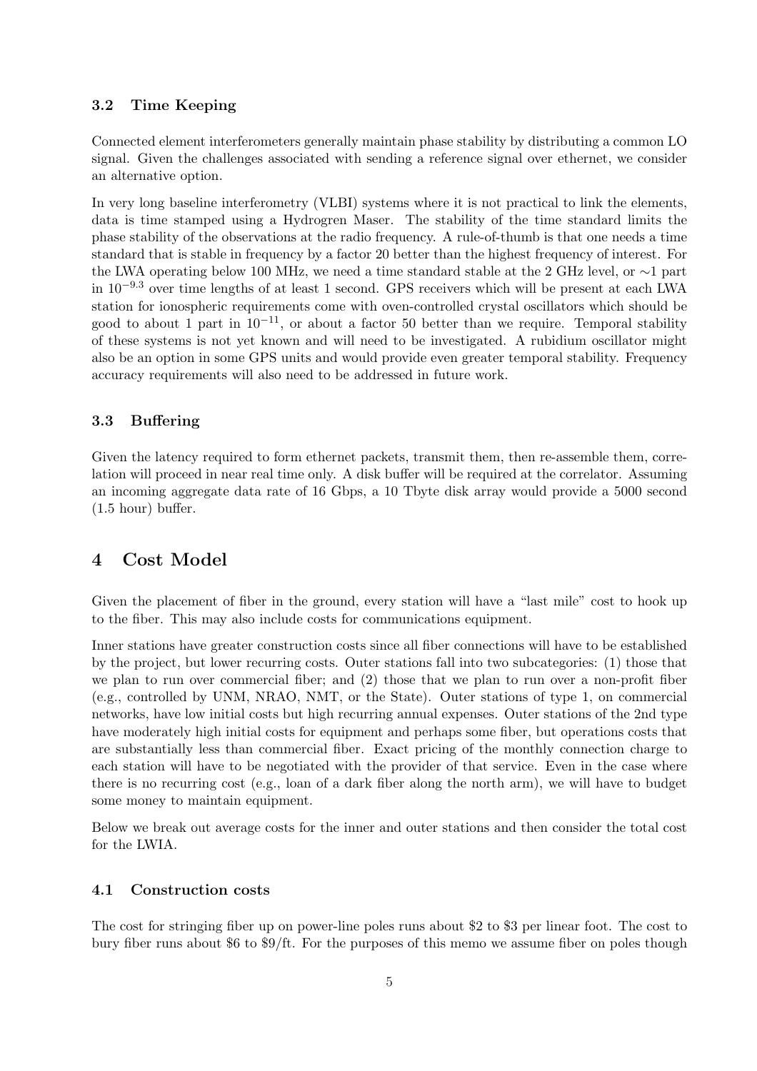### 3.2 Time Keeping

Connected element interferometers generally maintain phase stability by distributing a common LO signal. Given the challenges associated with sending a reference signal over ethernet, we consider an alternative option.

In very long baseline interferometry (VLBI) systems where it is not practical to link the elements, data is time stamped using a Hydrogren Maser. The stability of the time standard limits the phase stability of the observations at the radio frequency. A rule-of-thumb is that one needs a time standard that is stable in frequency by a factor 20 better than the highest frequency of interest. For the LWA operating below 100 MHz, we need a time standard stable at the 2 GHz level, or $\sim$1 part in $10^{-9.3}$ over time lengths of at least 1 second. GPS receivers which will be present at each LWA station for ionospheric requirements come with oven-controlled crystal oscillators which should be good to about 1 part in $10^{-11}$, or about a factor 50 better than we require. Temporal stability of these systems is not yet known and will need to be investigated. A rubidium oscillator might also be an option in some GPS units and would provide even greater temporal stability. Frequency accuracy requirements will also need to be addressed in future work.

### 3.3 Buffering

Given the latency required to form ethernet packets, transmit them, then re-assemble them, correlation will proceed in near real time only. A disk buffer will be required at the correlator. Assuming an incoming aggregate data rate of 16 Gbps, a 10 Tbyte disk array would provide a 5000 second (1.5 hour) buffer.

## 4 Cost Model

Given the placement of fiber in the ground, every station will have a "last mile" cost to hook up to the fiber. This may also include costs for communications equipment.

Inner stations have greater construction costs since all fiber connections will have to be established by the project, but lower recurring costs. Outer stations fall into two subcategories: (1) those that we plan to run over commercial fiber; and (2) those that we plan to run over a non-profit fiber (e.g., controlled by UNM, NRAO, NMT, or the State). Outer stations of type 1, on commercial networks, have low initial costs but high recurring annual expenses. Outer stations of the 2nd type have moderately high initial costs for equipment and perhaps some fiber, but operations costs that are substantially less than commercial fiber. Exact pricing of the monthly connection charge to each station will have to be negotiated with the provider of that service. Even in the case where there is no recurring cost (e.g., loan of a dark fiber along the north arm), we will have to budget some money to maintain equipment.

Below we break out average costs for the inner and outer stations and then consider the total cost for the LWIA.

### 4.1 Construction costs

The cost for stringing fiber up on power-line poles runs about \$2 to \$3 per linear foot. The cost to bury fiber runs about \$6 to \$9/ft. For the purposes of this memo we assume fiber on poles though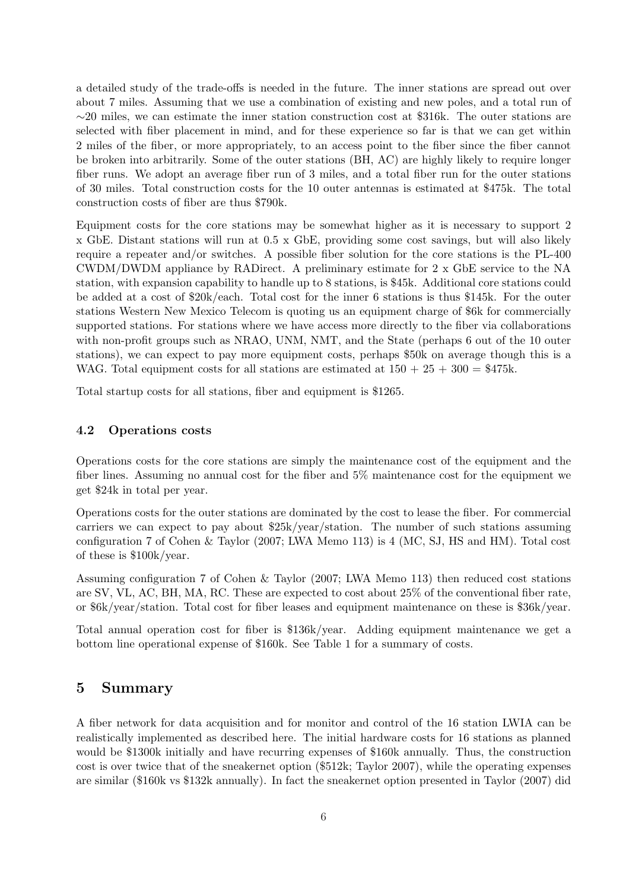a detailed study of the trade-offs is needed in the future. The inner stations are spread out over about 7 miles. Assuming that we use a combination of existing and new poles, and a total run of ∼20 miles, we can estimate the inner station construction cost at $316k. The outer stations are selected with fiber placement in mind, and for these experience so far is that we can get within 2 miles of the fiber, or more appropriately, to an access point to the fiber since the fiber cannot be broken into arbitrarily. Some of the outer stations (BH, AC) are highly likely to require longer fiber runs. We adopt an average fiber run of 3 miles, and a total fiber run for the outer stations of 30 miles. Total construction costs for the 10 outer antennas is estimated at $475k. The total construction costs of fiber are thus $790k.

Equipment costs for the core stations may be somewhat higher as it is necessary to support 2 x GbE. Distant stations will run at 0.5 x GbE, providing some cost savings, but will also likely require a repeater and/or switches. A possible fiber solution for the core stations is the PL-400 CWDM/DWDM appliance by RADirect. A preliminary estimate for 2 x GbE service to the NA station, with expansion capability to handle up to 8 stations, is $45k. Additional core stations could be added at a cost of $20k/each. Total cost for the inner 6 stations is thus $145k. For the outer stations Western New Mexico Telecom is quoting us an equipment charge of $6k for commercially supported stations. For stations where we have access more directly to the fiber via collaborations with non-profit groups such as NRAO, UNM, NMT, and the State (perhaps 6 out of the 10 outer stations), we can expect to pay more equipment costs, perhaps $50k on average though this is a WAG. Total equipment costs for all stations are estimated at 150 + 25 + 300 = $475k.

Total startup costs for all stations, fiber and equipment is $1265.

### 4.2 Operations costs

Operations costs for the core stations are simply the maintenance cost of the equipment and the fiber lines. Assuming no annual cost for the fiber and 5% maintenance cost for the equipment we get $24k in total per year.

Operations costs for the outer stations are dominated by the cost to lease the fiber. For commercial carriers we can expect to pay about $25k/year/station. The number of such stations assuming configuration 7 of Cohen & Taylor (2007; LWA Memo 113) is 4 (MC, SJ, HS and HM). Total cost of these is $100k/year.

Assuming configuration 7 of Cohen & Taylor (2007; LWA Memo 113) then reduced cost stations are SV, VL, AC, BH, MA, RC. These are expected to cost about 25% of the conventional fiber rate, or $6k/year/station. Total cost for fiber leases and equipment maintenance on these is $36k/year.

Total annual operation cost for fiber is $136k/year. Adding equipment maintenance we get a bottom line operational expense of $160k. See Table 1 for a summary of costs.

## 5 Summary

A fiber network for data acquisition and for monitor and control of the 16 station LWIA can be realistically implemented as described here. The initial hardware costs for 16 stations as planned would be $1300k initially and have recurring expenses of $160k annually. Thus, the construction cost is over twice that of the sneakernet option ($512k; Taylor 2007), while the operating expenses are similar ($160k vs $132k annually). In fact the sneakernet option presented in Taylor (2007) did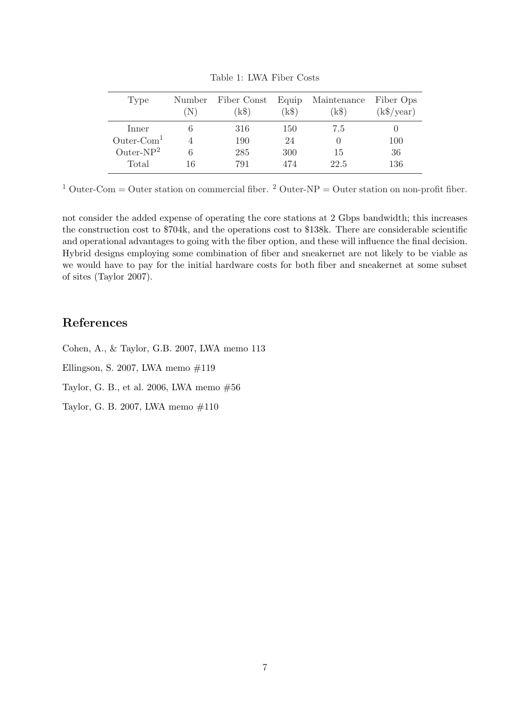Table 1: LWA Fiber Costs

| Type | Number (N) | Fiber Const (k$) | Equip (k$) | Maintenance (k$) | Fiber Ops (k$/year) |
|---|---|---|---|---|---|
| Inner | 6 | 316 | 150 | 7.5 | 0 |
| Outer-Com[1] | 4 | 190 | 24 | 0 | 100 |
| Outer-NP[2] | 6 | 285 | 300 | 15 | 36 |
| Total | 16 | 791 | 474 | 22.5 | 136 |

[1] Outer-Com = Outer station on commercial fiber. [2] Outer-NP = Outer station on non-profit fiber.

not consider the added expense of operating the core stations at 2 Gbps bandwidth; this increases the construction cost to $704k, and the operations cost to $138k. There are considerable scientific and operational advantages to going with the fiber option, and these will influence the final decision. Hybrid designs employing some combination of fiber and sneakernet are not likely to be viable as we would have to pay for the initial hardware costs for both fiber and sneakernet at some subset of sites (Taylor 2007).

## References

Cohen, A., & Taylor, G.B. 2007, LWA memo 113

Ellingson, S. 2007, LWA memo #119

Taylor, G. B., et al. 2006, LWA memo #56

Taylor, G. B. 2007, LWA memo #110